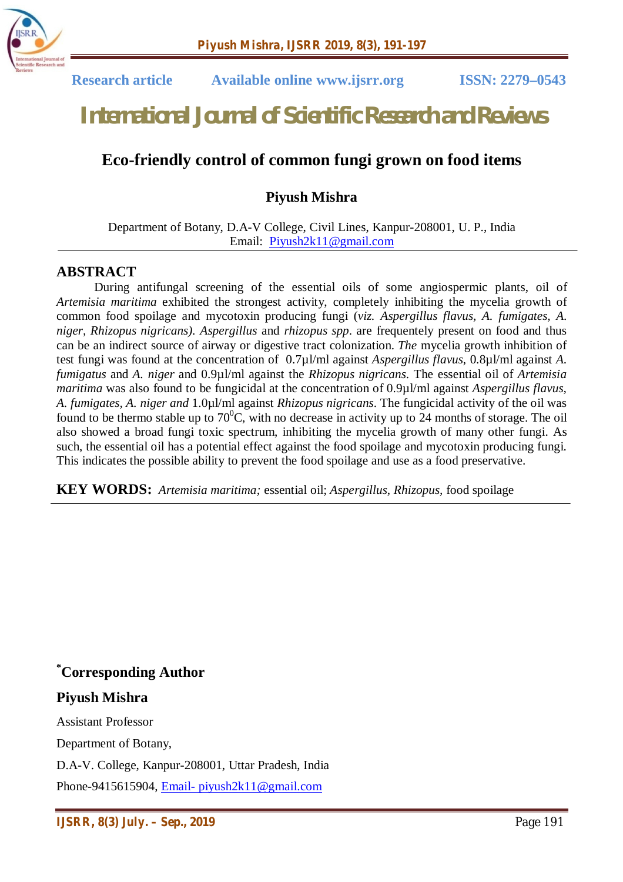Research article Available online www.ijsrr.org ISSN: 2279–0543

# International Journal of Scientific Research and Reviews

## Eco-friendly control of common fungi grown on food items

**Piyush Mishra**

Department of Botany, D.A-V College, Civil Lines, Kanpur-208001, U. P., India
Email: Piyush2k11@gmail.com

## ABSTRACT

During antifungal screening of the essential oils of some angiospermic plants, oil of *Artemisia maritima* exhibited the strongest activity, completely inhibiting the mycelia growth of common food spoilage and mycotoxin producing fungi (*viz. Aspergillus flavus, A. fumigates, A. niger, Rhizopus nigricans*). *Aspergillus* and *rhizopus spp*. are frequentely present on food and thus can be an indirect source of airway or digestive tract colonization. *The* mycelia growth inhibition of test fungi was found at the concentration of 0.7µl/ml against *Aspergillus flavus*, 0.8µl/ml against *A. fumigatus* and *A. niger* and 0.9µl/ml against the *Rhizopus nigricans*. The essential oil of *Artemisia maritima* was also found to be fungicidal at the concentration of 0.9µl/ml against *Aspergillus flavus, A. fumigates, A. niger and* 1.0µl/ml against *Rhizopus nigricans*. The fungicidal activity of the oil was found to be thermo stable up to 70$^0$C, with no decrease in activity up to 24 months of storage. The oil also showed a broad fungi toxic spectrum, inhibiting the mycelia growth of many other fungi. As such, the essential oil has a potential effect against the food spoilage and mycotoxin producing fungi. This indicates the possible ability to prevent the food spoilage and use as a food preservative.

**KEY WORDS:** *Artemisia maritima;* essential oil; *Aspergillus*, *Rhizopus,* food spoilage

**[*]Corresponding Author**

**Piyush Mishra**

Assistant Professor

Department of Botany,

D.A-V. College, Kanpur-208001, Uttar Pradesh, India

Phone-9415615904, Email- piyush2k11@gmail.com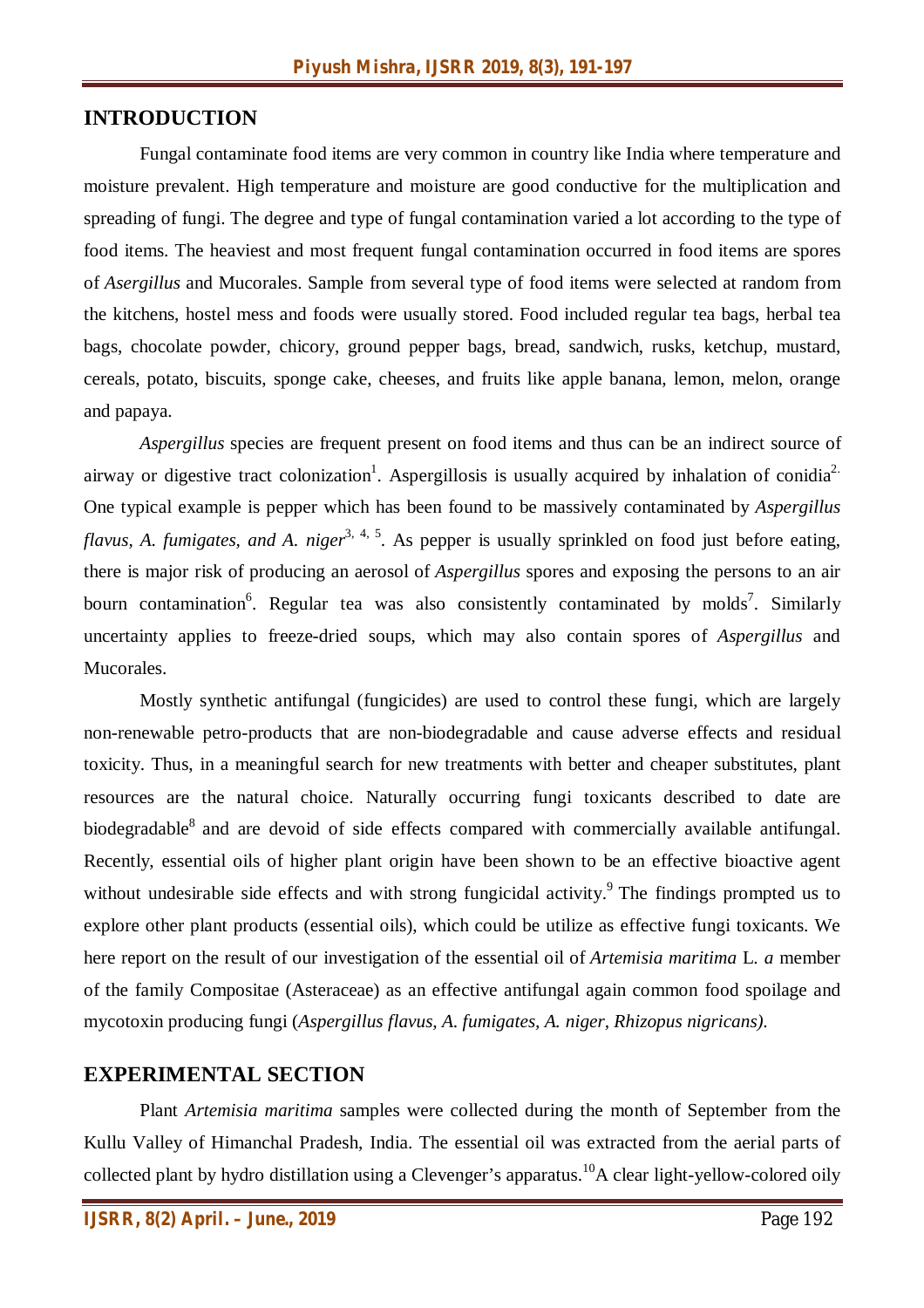## INTRODUCTION

Fungal contaminate food items are very common in country like India where temperature and moisture prevalent. High temperature and moisture are good conductive for the multiplication and spreading of fungi. The degree and type of fungal contamination varied a lot according to the type of food items. The heaviest and most frequent fungal contamination occurred in food items are spores of *Asergillus* and Mucorales. Sample from several type of food items were selected at random from the kitchens, hostel mess and foods were usually stored. Food included regular tea bags, herbal tea bags, chocolate powder, chicory, ground pepper bags, bread, sandwich, rusks, ketchup, mustard, cereals, potato, biscuits, sponge cake, cheeses, and fruits like apple banana, lemon, melon, orange and papaya.

*Aspergillus* species are frequent present on food items and thus can be an indirect source of airway or digestive tract colonization[1]. Aspergillosis is usually acquired by inhalation of conidia[2.] One typical example is pepper which has been found to be massively contaminated by *Aspergillus flavus, A. fumigates, and A. niger*[3, 4, 5]. As pepper is usually sprinkled on food just before eating, there is major risk of producing an aerosol of *Aspergillus* spores and exposing the persons to an air bourn contamination[6]. Regular tea was also consistently contaminated by molds[7]. Similarly uncertainty applies to freeze-dried soups, which may also contain spores of *Aspergillus* and Mucorales.

Mostly synthetic antifungal (fungicides) are used to control these fungi, which are largely non-renewable petro-products that are non-biodegradable and cause adverse effects and residual toxicity. Thus, in a meaningful search for new treatments with better and cheaper substitutes, plant resources are the natural choice. Naturally occurring fungi toxicants described to date are biodegradable[8] and are devoid of side effects compared with commercially available antifungal. Recently, essential oils of higher plant origin have been shown to be an effective bioactive agent without undesirable side effects and with strong fungicidal activity.[9] The findings prompted us to explore other plant products (essential oils), which could be utilize as effective fungi toxicants. We here report on the result of our investigation of the essential oil of *Artemisia maritima* L. *a* member of the family Compositae (Asteraceae) as an effective antifungal again common food spoilage and mycotoxin producing fungi (*Aspergillus flavus, A. fumigates, A. niger, Rhizopus nigricans).*

## EXPERIMENTAL SECTION

Plant *Artemisia maritima* samples were collected during the month of September from the Kullu Valley of Himanchal Pradesh, India. The essential oil was extracted from the aerial parts of collected plant by hydro distillation using a Clevenger's apparatus.[10]A clear light-yellow-colored oily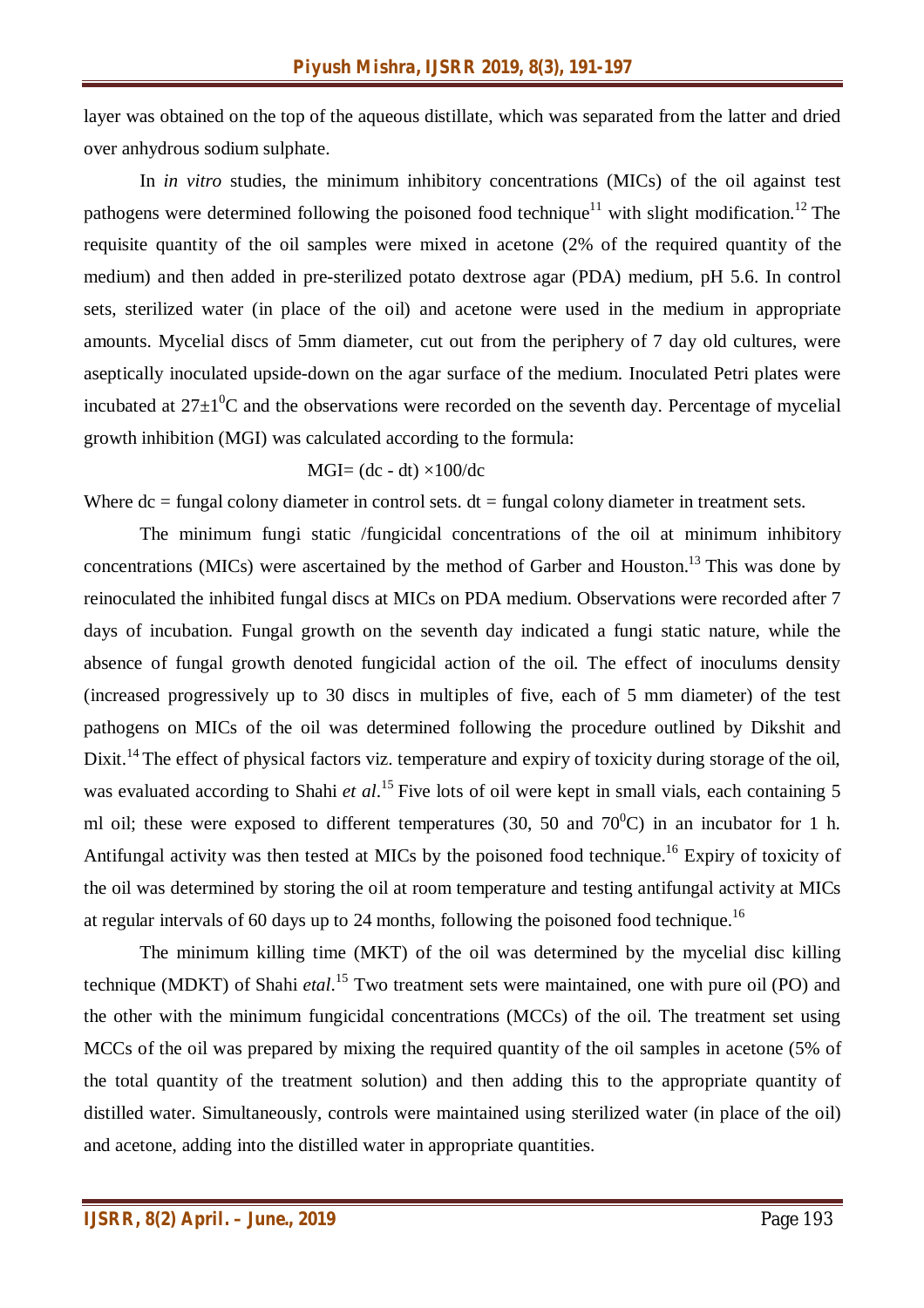layer was obtained on the top of the aqueous distillate, which was separated from the latter and dried over anhydrous sodium sulphate.

In *in vitro* studies, the minimum inhibitory concentrations (MICs) of the oil against test pathogens were determined following the poisoned food technique[11] with slight modification.[12] The requisite quantity of the oil samples were mixed in acetone (2% of the required quantity of the medium) and then added in pre-sterilized potato dextrose agar (PDA) medium, pH 5.6. In control sets, sterilized water (in place of the oil) and acetone were used in the medium in appropriate amounts. Mycelial discs of 5mm diameter, cut out from the periphery of 7 day old cultures, were aseptically inoculated upside-down on the agar surface of the medium. Inoculated Petri plates were incubated at $27\pm1^0$C and the observations were recorded on the seventh day. Percentage of mycelial growth inhibition (MGI) was calculated according to the formula:

$$MGI = (dc - dt) \times 100/dc$$

Where dc = fungal colony diameter in control sets. dt = fungal colony diameter in treatment sets.

The minimum fungi static /fungicidal concentrations of the oil at minimum inhibitory concentrations (MICs) were ascertained by the method of Garber and Houston.[13] This was done by reinoculated the inhibited fungal discs at MICs on PDA medium. Observations were recorded after 7 days of incubation. Fungal growth on the seventh day indicated a fungi static nature, while the absence of fungal growth denoted fungicidal action of the oil. The effect of inoculums density (increased progressively up to 30 discs in multiples of five, each of 5 mm diameter) of the test pathogens on MICs of the oil was determined following the procedure outlined by Dikshit and Dixit.[14] The effect of physical factors viz. temperature and expiry of toxicity during storage of the oil, was evaluated according to Shahi *et al*.[15] Five lots of oil were kept in small vials, each containing 5 ml oil; these were exposed to different temperatures (30, 50 and $70^0$C) in an incubator for 1 h. Antifungal activity was then tested at MICs by the poisoned food technique.[16] Expiry of toxicity of the oil was determined by storing the oil at room temperature and testing antifungal activity at MICs at regular intervals of 60 days up to 24 months, following the poisoned food technique.[16]

The minimum killing time (MKT) of the oil was determined by the mycelial disc killing technique (MDKT) of Shahi *etal*.[15] Two treatment sets were maintained, one with pure oil (PO) and the other with the minimum fungicidal concentrations (MCCs) of the oil. The treatment set using MCCs of the oil was prepared by mixing the required quantity of the oil samples in acetone (5% of the total quantity of the treatment solution) and then adding this to the appropriate quantity of distilled water. Simultaneously, controls were maintained using sterilized water (in place of the oil) and acetone, adding into the distilled water in appropriate quantities.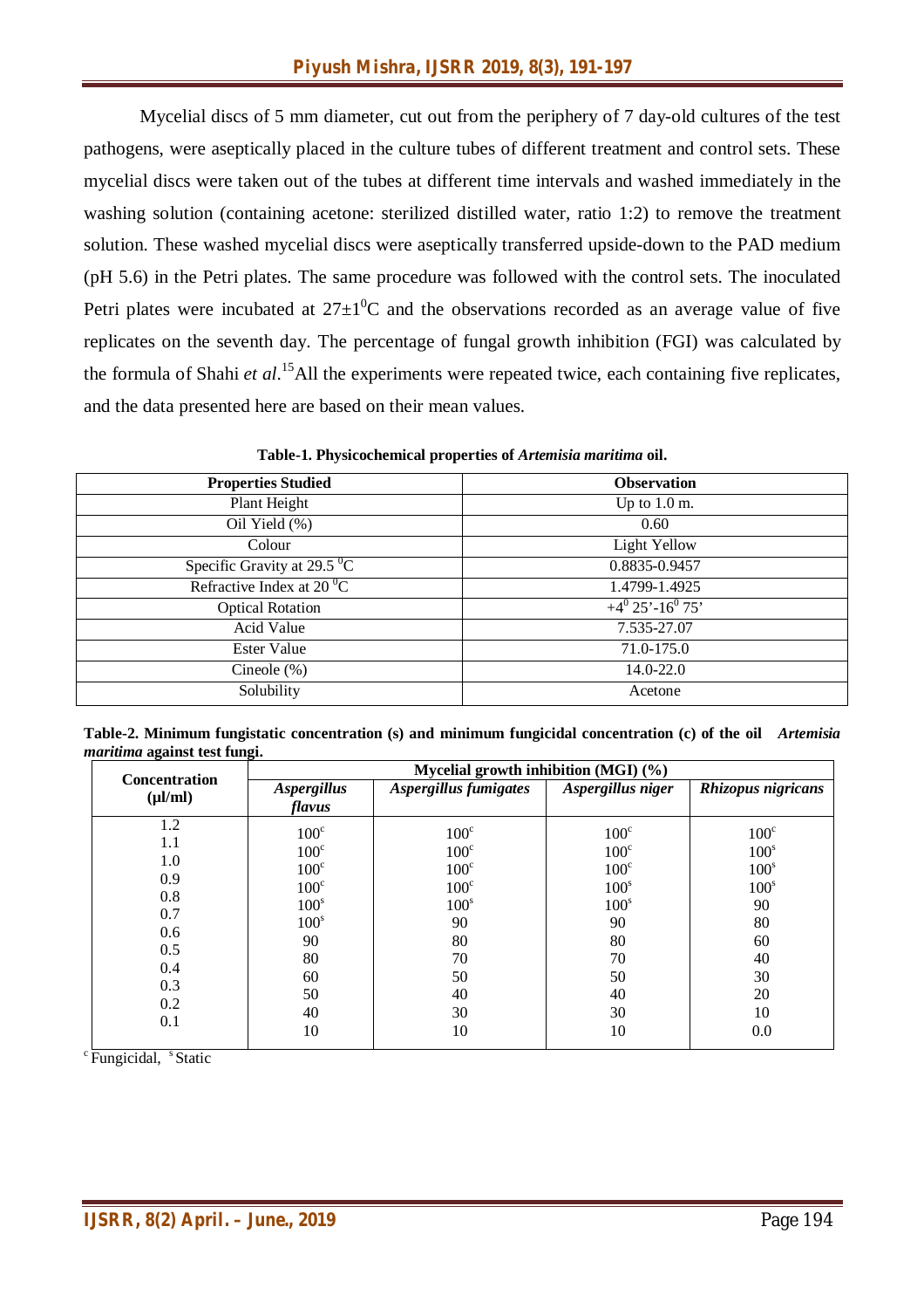Mycelial discs of 5 mm diameter, cut out from the periphery of 7 day-old cultures of the test pathogens, were aseptically placed in the culture tubes of different treatment and control sets. These mycelial discs were taken out of the tubes at different time intervals and washed immediately in the washing solution (containing acetone: sterilized distilled water, ratio 1:2) to remove the treatment solution. These washed mycelial discs were aseptically transferred upside-down to the PAD medium (pH 5.6) in the Petri plates. The same procedure was followed with the control sets. The inoculated Petri plates were incubated at $27\pm1^0$C and the observations recorded as an average value of five replicates on the seventh day. The percentage of fungal growth inhibition (FGI) was calculated by the formula of Shahi *et al*.[15] All the experiments were repeated twice, each containing five replicates, and the data presented here are based on their mean values.

**Table-1. Physicochemical properties of *Artemisia maritima* oil.**

| Properties Studied | Observation |
|---|---|
| Plant Height | Up to 1.0 m. |
| Oil Yield (%) | 0.60 |
| Colour | Light Yellow |
| Specific Gravity at 29.5 $^0$C | 0.8835-0.9457 |
| Refractive Index at 20 $^0$C | 1.4799-1.4925 |
| Optical Rotation | $+4^0$ 25'-$16^0$ 75' |
| Acid Value | 7.535-27.07 |
| Ester Value | 71.0-175.0 |
| Cineole (%) | 14.0-22.0 |
| Solubility | Acetone |

**Table-2. Minimum fungistatic concentration (s) and minimum fungicidal concentration (c) of the oil *Artemisia maritima* against test fungi.**

| Concentration (µl/ml) | Mycelial growth inhibition (MGI) (%) | | | |
|---|---|---|---|---|
| | *Aspergillus flavus* | *Aspergillus fumigates* | *Aspergillus niger* | *Rhizopus nigricans* |
| 1.2 | $100^c$ | $100^c$ | $100^c$ | $100^c$ |
| 1.1 | $100^c$ | $100^c$ | $100^c$ | $100^s$ |
| 1.0 | $100^c$ | $100^c$ | $100^c$ | $100^s$ |
| 0.9 | $100^c$ | $100^c$ | $100^s$ | $100^s$ |
| 0.8 | $100^s$ | $100^s$ | $100^s$ | 90 |
| 0.7 | $100^s$ | 90 | 90 | 80 |
| 0.6 | 90 | 80 | 80 | 60 |
| 0.5 | 80 | 70 | 70 | 40 |
| 0.4 | 60 | 50 | 50 | 30 |
| 0.3 | 50 | 40 | 40 | 20 |
| 0.2 | 40 | 30 | 30 | 10 |
| 0.1 | 10 | 10 | 10 | 0.0 |

$^c$ Fungicidal, $^s$ Static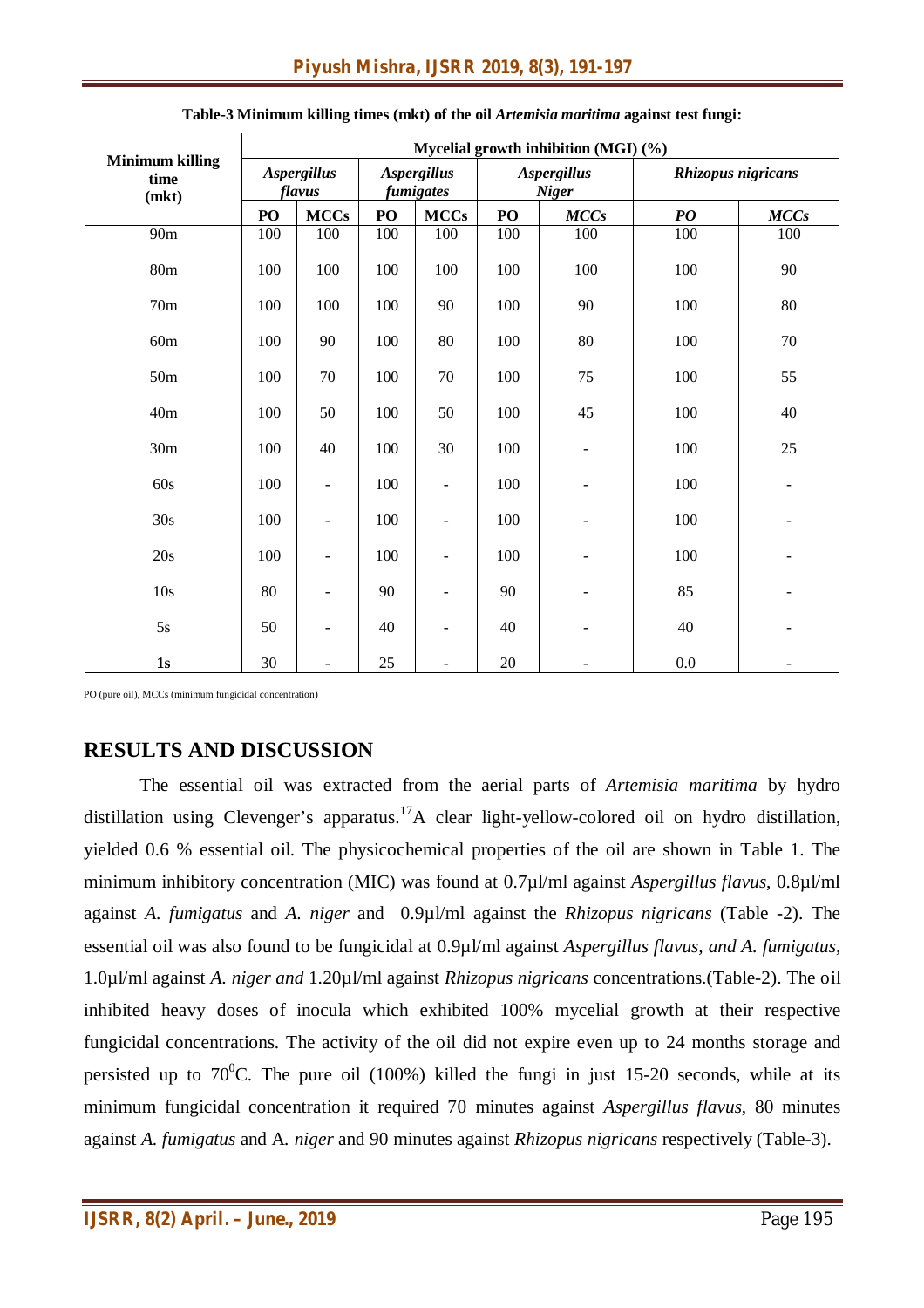**Table-3 Minimum killing times (mkt) of the oil *Artemisia maritima* against test fungi:**

| Minimum killing time (mkt) | Mycelial growth inhibition (MGI) (%) | | | | | | | |
|---|---|---|---|---|---|---|---|---|
| | *Aspergillus flavus* | | *Aspergillus fumigates* | | *Aspergillus Niger* | | *Rhizopus nigricans* | |
| | PO | MCCs | PO | MCCs | PO | *MCCs* | *PO* | *MCCs* |
| 90m | 100 | 100 | 100 | 100 | 100 | 100 | 100 | 100 |
| 80m | 100 | 100 | 100 | 100 | 100 | 100 | 100 | 90 |
| 70m | 100 | 100 | 100 | 90 | 100 | 90 | 100 | 80 |
| 60m | 100 | 90 | 100 | 80 | 100 | 80 | 100 | 70 |
| 50m | 100 | 70 | 100 | 70 | 100 | 75 | 100 | 55 |
| 40m | 100 | 50 | 100 | 50 | 100 | 45 | 100 | 40 |
| 30m | 100 | 40 | 100 | 30 | 100 | - | 100 | 25 |
| 60s | 100 | - | 100 | - | 100 | - | 100 | - |
| 30s | 100 | - | 100 | - | 100 | - | 100 | - |
| 20s | 100 | - | 100 | - | 100 | - | 100 | - |
| 10s | 80 | - | 90 | - | 90 | - | 85 | - |
| 5s | 50 | - | 40 | - | 40 | - | 40 | - |
| **1s** | 30 | - | 25 | - | 20 | - | 0.0 | - |

PO (pure oil), MCCs (minimum fungicidal concentration)

## RESULTS AND DISCUSSION

The essential oil was extracted from the aerial parts of *Artemisia maritima* by hydro distillation using Clevenger's apparatus.[17] A clear light-yellow-colored oil on hydro distillation, yielded 0.6 % essential oil. The physicochemical properties of the oil are shown in Table 1. The minimum inhibitory concentration (MIC) was found at 0.7µl/ml against *Aspergillus flavus*, 0.8µl/ml against *A. fumigatus* and *A. niger* and 0.9µl/ml against the *Rhizopus nigricans* (Table -2). The essential oil was also found to be fungicidal at 0.9µl/ml against *Aspergillus flavus, and A. fumigatus,* 1.0µl/ml against *A. niger and* 1.20µl/ml against *Rhizopus nigricans* concentrations.(Table-2). The oil inhibited heavy doses of inocula which exhibited 100% mycelial growth at their respective fungicidal concentrations. The activity of the oil did not expire even up to 24 months storage and persisted up to $70^0$C. The pure oil (100%) killed the fungi in just 15-20 seconds, while at its minimum fungicidal concentration it required 70 minutes against *Aspergillus flavus*, 80 minutes against *A. fumigatus* and A. *niger* and 90 minutes against *Rhizopus nigricans* respectively (Table-3).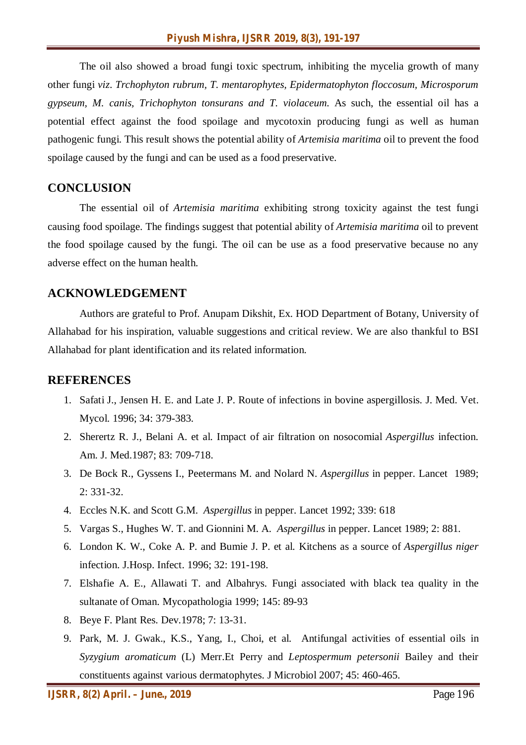The oil also showed a broad fungi toxic spectrum, inhibiting the mycelia growth of many other fungi *viz*. *Trchophyton rubrum, T. mentarophytes, Epidermatophyton floccosum, Microsporum gypseum, M. canis, Trichophyton tonsurans and T. violaceum*. As such, the essential oil has a potential effect against the food spoilage and mycotoxin producing fungi as well as human pathogenic fungi. This result shows the potential ability of *Artemisia maritima* oil to prevent the food spoilage caused by the fungi and can be used as a food preservative.

## CONCLUSION

The essential oil of *Artemisia maritima* exhibiting strong toxicity against the test fungi causing food spoilage. The findings suggest that potential ability of *Artemisia maritima* oil to prevent the food spoilage caused by the fungi. The oil can be use as a food preservative because no any adverse effect on the human health.

## ACKNOWLEDGEMENT

Authors are grateful to Prof. Anupam Dikshit, Ex. HOD Department of Botany, University of Allahabad for his inspiration, valuable suggestions and critical review. We are also thankful to BSI Allahabad for plant identification and its related information.

## REFERENCES

1. Safati J., Jensen H. E. and Late J. P. Route of infections in bovine aspergillosis. J. Med. Vet. Mycol. 1996; 34: 379-383.
2. Sherertz R. J., Belani A. et al. Impact of air filtration on nosocomial *Aspergillus* infection. Am. J. Med.1987; 83: 709-718.
3. De Bock R., Gyssens I., Peetermans M. and Nolard N. *Aspergillus* in pepper. Lancet 1989; 2: 331-32.
4. Eccles N.K. and Scott G.M. *Aspergillus* in pepper. Lancet 1992; 339: 618
5. Vargas S., Hughes W. T. and Gionnini M. A. *Aspergillus* in pepper. Lancet 1989; 2: 881.
6. London K. W., Coke A. P. and Bumie J. P. et al. Kitchens as a source of *Aspergillus niger* infection. J.Hosp. Infect. 1996; 32: 191-198.
7. Elshafie A. E., Allawati T. and Albahrys. Fungi associated with black tea quality in the sultanate of Oman. Mycopathologia 1999; 145: 89-93
8. Beye F. Plant Res. Dev.1978; 7: 13-31.
9. Park, M. J. Gwak., K.S., Yang, I., Choi, et al. Antifungal activities of essential oils in *Syzygium aromaticum* (L) Merr.Et Perry and *Leptospermum petersonii* Bailey and their constituents against various dermatophytes. J Microbiol 2007; 45: 460-465.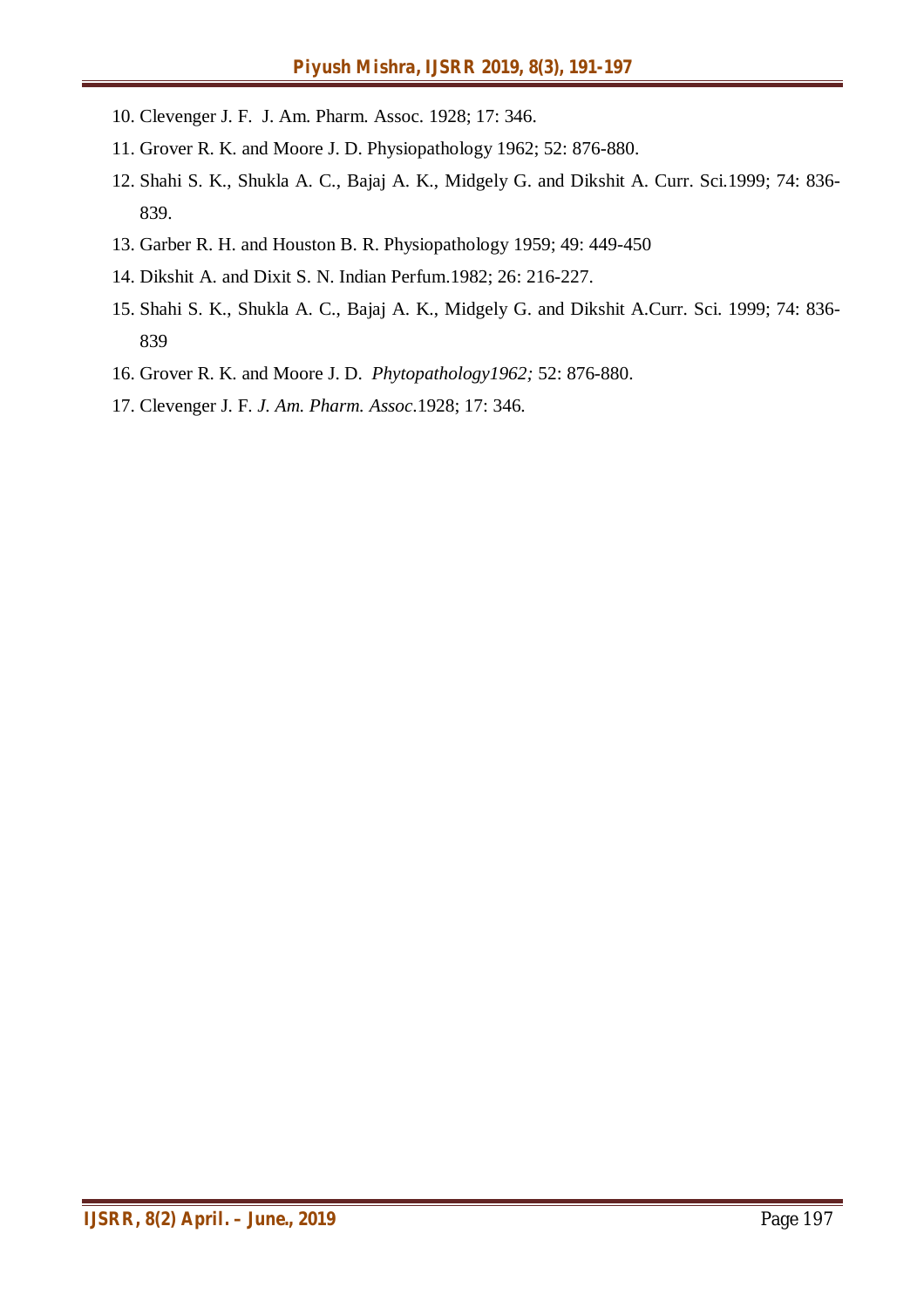10. Clevenger J. F. J. Am. Pharm. Assoc. 1928; 17: 346.
11. Grover R. K. and Moore J. D. Physiopathology 1962; 52: 876-880.
12. Shahi S. K., Shukla A. C., Bajaj A. K., Midgely G. and Dikshit A. Curr. Sci.1999; 74: 836-839.
13. Garber R. H. and Houston B. R. Physiopathology 1959; 49: 449-450
14. Dikshit A. and Dixit S. N. Indian Perfum.1982; 26: 216-227.
15. Shahi S. K., Shukla A. C., Bajaj A. K., Midgely G. and Dikshit A.Curr. Sci. 1999; 74: 836-839
16. Grover R. K. and Moore J. D. *Phytopathology1962;* 52: 876-880.
17. Clevenger J. F. *J. Am. Pharm. Assoc.*1928; 17: 346.